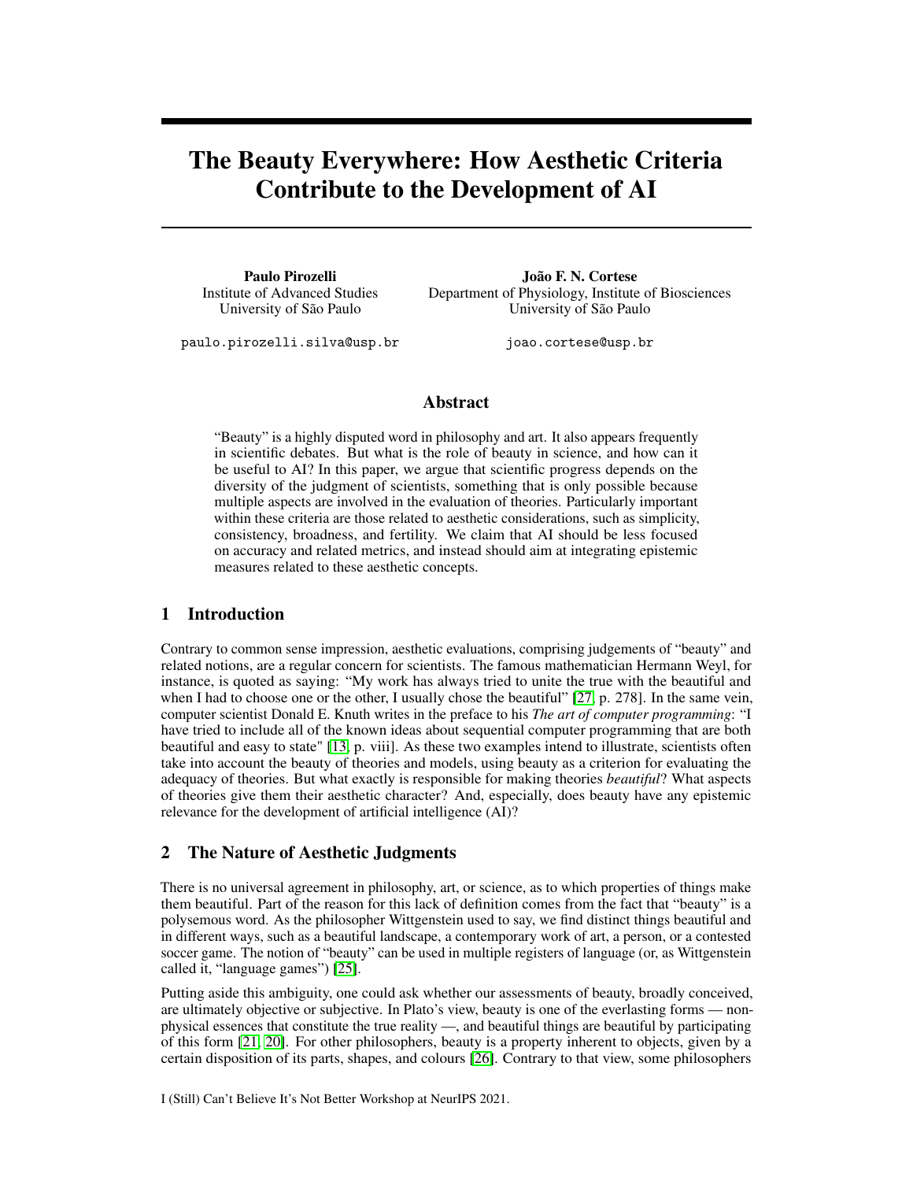# The Beauty Everywhere: How Aesthetic Criteria Contribute to the Development of AI

**Paulo Pirozelli**
Institute of Advanced Studies
University of São Paulo

paulo.pirozelli.silva@usp.br

**João F. N. Cortese**
Department of Physiology, Institute of Biosciences
University of São Paulo

joao.cortese@usp.br

## Abstract

"Beauty" is a highly disputed word in philosophy and art. It also appears frequently in scientific debates. But what is the role of beauty in science, and how can it be useful to AI? In this paper, we argue that scientific progress depends on the diversity of the judgment of scientists, something that is only possible because multiple aspects are involved in the evaluation of theories. Particularly important within these criteria are those related to aesthetic considerations, such as simplicity, consistency, broadness, and fertility. We claim that AI should be less focused on accuracy and related metrics, and instead should aim at integrating epistemic measures related to these aesthetic concepts.

## 1 Introduction

Contrary to common sense impression, aesthetic evaluations, comprising judgements of "beauty" and related notions, are a regular concern for scientists. The famous mathematician Hermann Weyl, for instance, is quoted as saying: "My work has always tried to unite the true with the beautiful and when I had to choose one or the other, I usually chose the beautiful" [27, p. 278]. In the same vein, computer scientist Donald E. Knuth writes in the preface to his *The art of computer programming*: "I have tried to include all of the known ideas about sequential computer programming that are both beautiful and easy to state" [13, p. viii]. As these two examples intend to illustrate, scientists often take into account the beauty of theories and models, using beauty as a criterion for evaluating the adequacy of theories. But what exactly is responsible for making theories *beautiful*? What aspects of theories give them their aesthetic character? And, especially, does beauty have any epistemic relevance for the development of artificial intelligence (AI)?

## 2 The Nature of Aesthetic Judgments

There is no universal agreement in philosophy, art, or science, as to which properties of things make them beautiful. Part of the reason for this lack of definition comes from the fact that "beauty" is a polysemous word. As the philosopher Wittgenstein used to say, we find distinct things beautiful and in different ways, such as a beautiful landscape, a contemporary work of art, a person, or a contested soccer game. The notion of "beauty" can be used in multiple registers of language (or, as Wittgenstein called it, "language games") [25].

Putting aside this ambiguity, one could ask whether our assessments of beauty, broadly conceived, are ultimately objective or subjective. In Plato's view, beauty is one of the everlasting forms — non-physical essences that constitute the true reality —, and beautiful things are beautiful by participating of this form [21, 20]. For other philosophers, beauty is a property inherent to objects, given by a certain disposition of its parts, shapes, and colours [26]. Contrary to that view, some philosophers

I (Still) Can't Believe It's Not Better Workshop at NeurIPS 2021.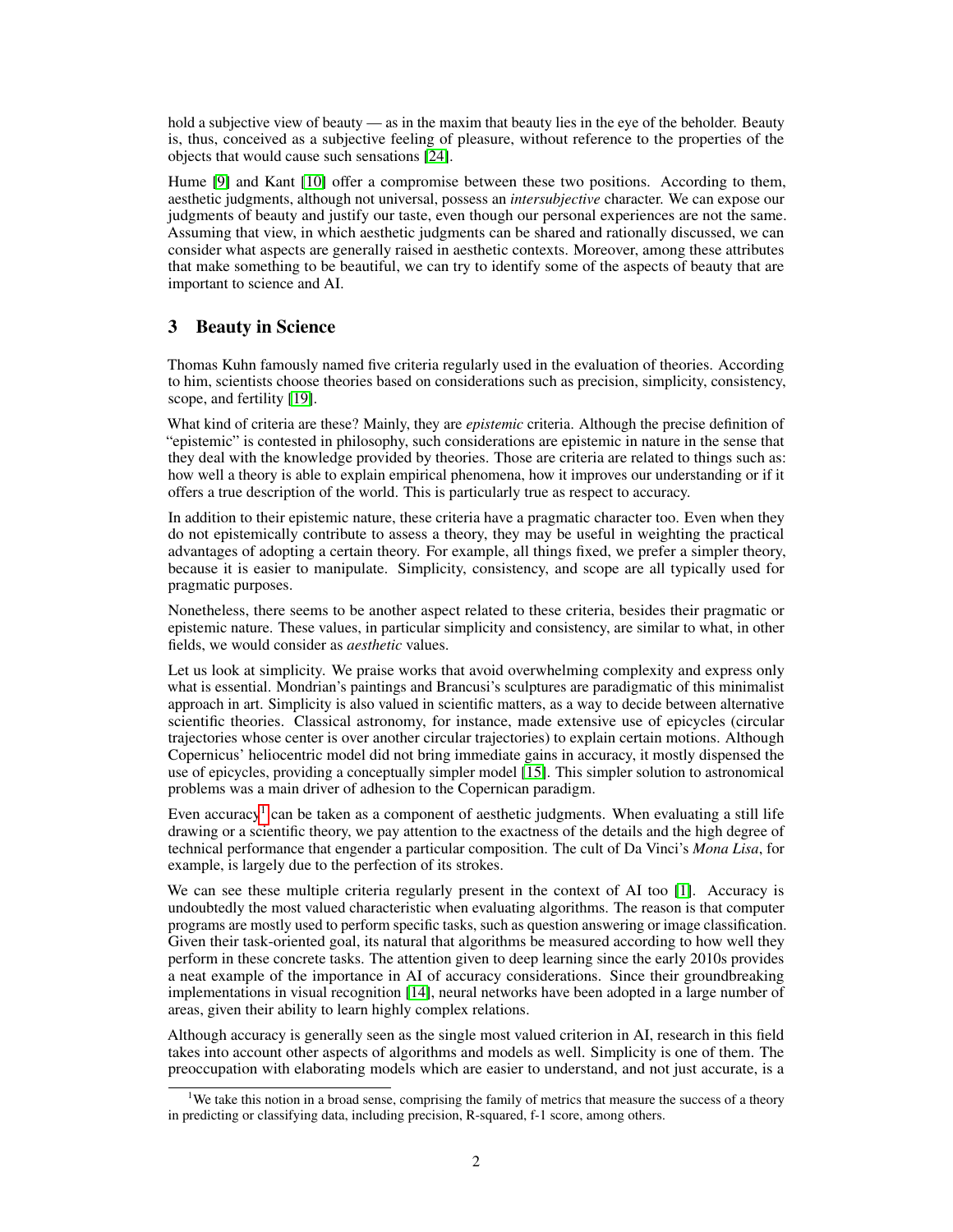hold a subjective view of beauty — as in the maxim that beauty lies in the eye of the beholder. Beauty is, thus, conceived as a subjective feeling of pleasure, without reference to the properties of the objects that would cause such sensations [24].

Hume [9] and Kant [10] offer a compromise between these two positions. According to them, aesthetic judgments, although not universal, possess an *intersubjective* character. We can expose our judgments of beauty and justify our taste, even though our personal experiences are not the same. Assuming that view, in which aesthetic judgments can be shared and rationally discussed, we can consider what aspects are generally raised in aesthetic contexts. Moreover, among these attributes that make something to be beautiful, we can try to identify some of the aspects of beauty that are important to science and AI.

## 3 Beauty in Science

Thomas Kuhn famously named five criteria regularly used in the evaluation of theories. According to him, scientists choose theories based on considerations such as precision, simplicity, consistency, scope, and fertility [19].

What kind of criteria are these? Mainly, they are *epistemic* criteria. Although the precise definition of "epistemic" is contested in philosophy, such considerations are epistemic in nature in the sense that they deal with the knowledge provided by theories. Those are criteria are related to things such as: how well a theory is able to explain empirical phenomena, how it improves our understanding or if it offers a true description of the world. This is particularly true as respect to accuracy.

In addition to their epistemic nature, these criteria have a pragmatic character too. Even when they do not epistemically contribute to assess a theory, they may be useful in weighting the practical advantages of adopting a certain theory. For example, all things fixed, we prefer a simpler theory, because it is easier to manipulate. Simplicity, consistency, and scope are all typically used for pragmatic purposes.

Nonetheless, there seems to be another aspect related to these criteria, besides their pragmatic or epistemic nature. These values, in particular simplicity and consistency, are similar to what, in other fields, we would consider as *aesthetic* values.

Let us look at simplicity. We praise works that avoid overwhelming complexity and express only what is essential. Mondrian's paintings and Brancusi's sculptures are paradigmatic of this minimalist approach in art. Simplicity is also valued in scientific matters, as a way to decide between alternative scientific theories. Classical astronomy, for instance, made extensive use of epicycles (circular trajectories whose center is over another circular trajectories) to explain certain motions. Although Copernicus' heliocentric model did not bring immediate gains in accuracy, it mostly dispensed the use of epicycles, providing a conceptually simpler model [15]. This simpler solution to astronomical problems was a main driver of adhesion to the Copernican paradigm.

Even accuracy[1] can be taken as a component of aesthetic judgments. When evaluating a still life drawing or a scientific theory, we pay attention to the exactness of the details and the high degree of technical performance that engender a particular composition. The cult of Da Vinci's *Mona Lisa*, for example, is largely due to the perfection of its strokes.

We can see these multiple criteria regularly present in the context of AI too [1]. Accuracy is undoubtedly the most valued characteristic when evaluating algorithms. The reason is that computer programs are mostly used to perform specific tasks, such as question answering or image classification. Given their task-oriented goal, its natural that algorithms be measured according to how well they perform in these concrete tasks. The attention given to deep learning since the early 2010s provides a neat example of the importance in AI of accuracy considerations. Since their groundbreaking implementations in visual recognition [14], neural networks have been adopted in a large number of areas, given their ability to learn highly complex relations.

Although accuracy is generally seen as the single most valued criterion in AI, research in this field takes into account other aspects of algorithms and models as well. Simplicity is one of them. The preoccupation with elaborating models which are easier to understand, and not just accurate, is a

[1] We take this notion in a broad sense, comprising the family of metrics that measure the success of a theory in predicting or classifying data, including precision, R-squared, f-1 score, among others.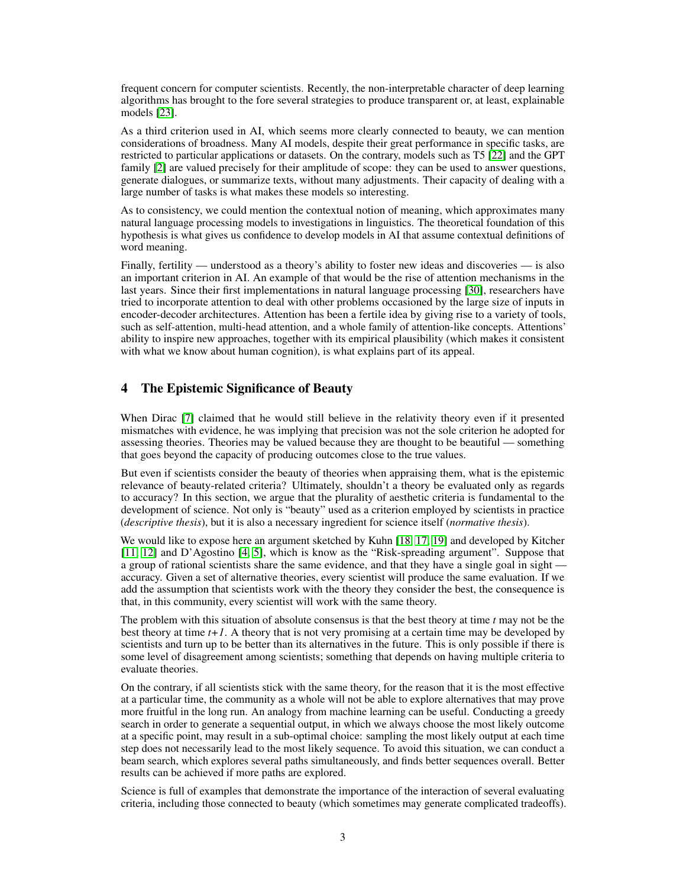frequent concern for computer scientists. Recently, the non-interpretable character of deep learning algorithms has brought to the fore several strategies to produce transparent or, at least, explainable models [23].

As a third criterion used in AI, which seems more clearly connected to beauty, we can mention considerations of broadness. Many AI models, despite their great performance in specific tasks, are restricted to particular applications or datasets. On the contrary, models such as T5 [22] and the GPT family [2] are valued precisely for their amplitude of scope: they can be used to answer questions, generate dialogues, or summarize texts, without many adjustments. Their capacity of dealing with a large number of tasks is what makes these models so interesting.

As to consistency, we could mention the contextual notion of meaning, which approximates many natural language processing models to investigations in linguistics. The theoretical foundation of this hypothesis is what gives us confidence to develop models in AI that assume contextual definitions of word meaning.

Finally, fertility — understood as a theory's ability to foster new ideas and discoveries — is also an important criterion in AI. An example of that would be the rise of attention mechanisms in the last years. Since their first implementations in natural language processing [30], researchers have tried to incorporate attention to deal with other problems occasioned by the large size of inputs in encoder-decoder architectures. Attention has been a fertile idea by giving rise to a variety of tools, such as self-attention, multi-head attention, and a whole family of attention-like concepts. Attentions' ability to inspire new approaches, together with its empirical plausibility (which makes it consistent with what we know about human cognition), is what explains part of its appeal.

## 4 The Epistemic Significance of Beauty

When Dirac [7] claimed that he would still believe in the relativity theory even if it presented mismatches with evidence, he was implying that precision was not the sole criterion he adopted for assessing theories. Theories may be valued because they are thought to be beautiful — something that goes beyond the capacity of producing outcomes close to the true values.

But even if scientists consider the beauty of theories when appraising them, what is the epistemic relevance of beauty-related criteria? Ultimately, shouldn't a theory be evaluated only as regards to accuracy? In this section, we argue that the plurality of aesthetic criteria is fundamental to the development of science. Not only is "beauty" used as a criterion employed by scientists in practice (*descriptive thesis*), but it is also a necessary ingredient for science itself (*normative thesis*).

We would like to expose here an argument sketched by Kuhn [18, 17, 19] and developed by Kitcher [11, 12] and D'Agostino [4, 5], which is know as the "Risk-spreading argument". Suppose that a group of rational scientists share the same evidence, and that they have a single goal in sight — accuracy. Given a set of alternative theories, every scientist will produce the same evaluation. If we add the assumption that scientists work with the theory they consider the best, the consequence is that, in this community, every scientist will work with the same theory.

The problem with this situation of absolute consensus is that the best theory at time $t$ may not be the best theory at time $t+1$. A theory that is not very promising at a certain time may be developed by scientists and turn up to be better than its alternatives in the future. This is only possible if there is some level of disagreement among scientists; something that depends on having multiple criteria to evaluate theories.

On the contrary, if all scientists stick with the same theory, for the reason that it is the most effective at a particular time, the community as a whole will not be able to explore alternatives that may prove more fruitful in the long run. An analogy from machine learning can be useful. Conducting a greedy search in order to generate a sequential output, in which we always choose the most likely outcome at a specific point, may result in a sub-optimal choice: sampling the most likely output at each time step does not necessarily lead to the most likely sequence. To avoid this situation, we can conduct a beam search, which explores several paths simultaneously, and finds better sequences overall. Better results can be achieved if more paths are explored.

Science is full of examples that demonstrate the importance of the interaction of several evaluating criteria, including those connected to beauty (which sometimes may generate complicated tradeoffs).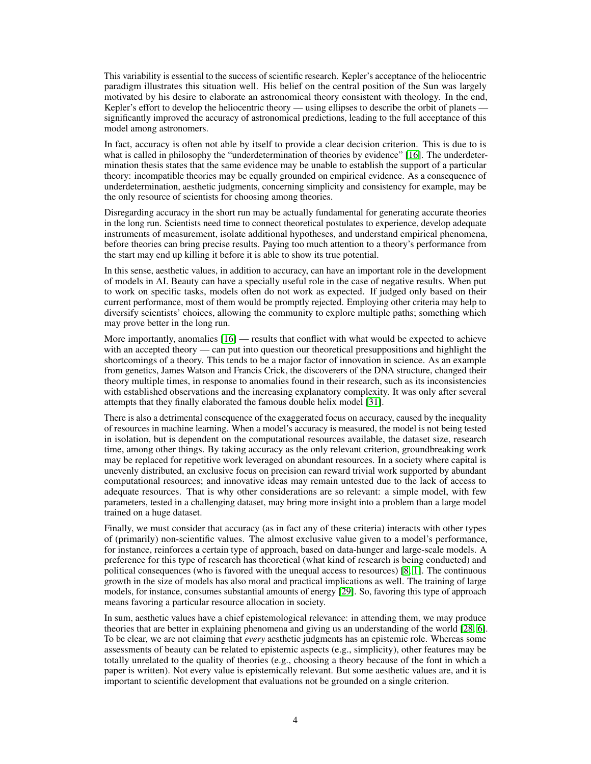This variability is essential to the success of scientific research. Kepler's acceptance of the heliocentric paradigm illustrates this situation well. His belief on the central position of the Sun was largely motivated by his desire to elaborate an astronomical theory consistent with theology. In the end, Kepler's effort to develop the heliocentric theory — using ellipses to describe the orbit of planets — significantly improved the accuracy of astronomical predictions, leading to the full acceptance of this model among astronomers.

In fact, accuracy is often not able by itself to provide a clear decision criterion. This is due to is what is called in philosophy the "underdetermination of theories by evidence" [16]. The underdetermination thesis states that the same evidence may be unable to establish the support of a particular theory: incompatible theories may be equally grounded on empirical evidence. As a consequence of underdetermination, aesthetic judgments, concerning simplicity and consistency for example, may be the only resource of scientists for choosing among theories.

Disregarding accuracy in the short run may be actually fundamental for generating accurate theories in the long run. Scientists need time to connect theoretical postulates to experience, develop adequate instruments of measurement, isolate additional hypotheses, and understand empirical phenomena, before theories can bring precise results. Paying too much attention to a theory's performance from the start may end up killing it before it is able to show its true potential.

In this sense, aesthetic values, in addition to accuracy, can have an important role in the development of models in AI. Beauty can have a specially useful role in the case of negative results. When put to work on specific tasks, models often do not work as expected. If judged only based on their current performance, most of them would be promptly rejected. Employing other criteria may help to diversify scientists' choices, allowing the community to explore multiple paths; something which may prove better in the long run.

More importantly, anomalies [16] — results that conflict with what would be expected to achieve with an accepted theory — can put into question our theoretical presuppositions and highlight the shortcomings of a theory. This tends to be a major factor of innovation in science. As an example from genetics, James Watson and Francis Crick, the discoverers of the DNA structure, changed their theory multiple times, in response to anomalies found in their research, such as its inconsistencies with established observations and the increasing explanatory complexity. It was only after several attempts that they finally elaborated the famous double helix model [31].

There is also a detrimental consequence of the exaggerated focus on accuracy, caused by the inequality of resources in machine learning. When a model's accuracy is measured, the model is not being tested in isolation, but is dependent on the computational resources available, the dataset size, research time, among other things. By taking accuracy as the only relevant criterion, groundbreaking work may be replaced for repetitive work leveraged on abundant resources. In a society where capital is unevenly distributed, an exclusive focus on precision can reward trivial work supported by abundant computational resources; and innovative ideas may remain untested due to the lack of access to adequate resources. That is why other considerations are so relevant: a simple model, with few parameters, tested in a challenging dataset, may bring more insight into a problem than a large model trained on a huge dataset.

Finally, we must consider that accuracy (as in fact any of these criteria) interacts with other types of (primarily) non-scientific values. The almost exclusive value given to a model's performance, for instance, reinforces a certain type of approach, based on data-hunger and large-scale models. A preference for this type of research has theoretical (what kind of research is being conducted) and political consequences (who is favored with the unequal access to resources) [8, 1]. The continuous growth in the size of models has also moral and practical implications as well. The training of large models, for instance, consumes substantial amounts of energy [29]. So, favoring this type of approach means favoring a particular resource allocation in society.

In sum, aesthetic values have a chief epistemological relevance: in attending them, we may produce theories that are better in explaining phenomena and giving us an understanding of the world [28, 6]. To be clear, we are not claiming that *every* aesthetic judgments has an epistemic role. Whereas some assessments of beauty can be related to epistemic aspects (e.g., simplicity), other features may be totally unrelated to the quality of theories (e.g., choosing a theory because of the font in which a paper is written). Not every value is epistemically relevant. But some aesthetic values are, and it is important to scientific development that evaluations not be grounded on a single criterion.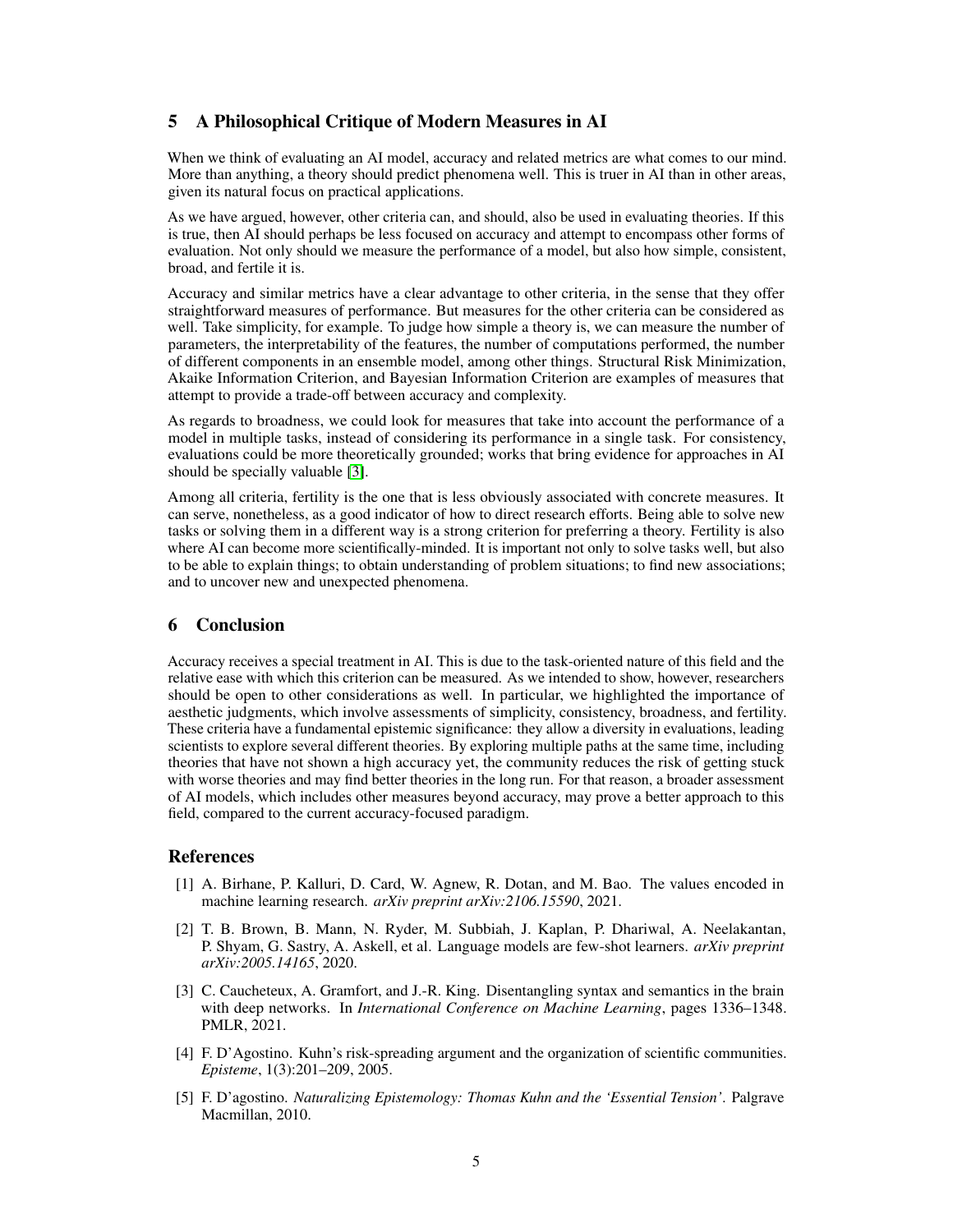## 5 A Philosophical Critique of Modern Measures in AI

When we think of evaluating an AI model, accuracy and related metrics are what comes to our mind. More than anything, a theory should predict phenomena well. This is truer in AI than in other areas, given its natural focus on practical applications.

As we have argued, however, other criteria can, and should, also be used in evaluating theories. If this is true, then AI should perhaps be less focused on accuracy and attempt to encompass other forms of evaluation. Not only should we measure the performance of a model, but also how simple, consistent, broad, and fertile it is.

Accuracy and similar metrics have a clear advantage to other criteria, in the sense that they offer straightforward measures of performance. But measures for the other criteria can be considered as well. Take simplicity, for example. To judge how simple a theory is, we can measure the number of parameters, the interpretability of the features, the number of computations performed, the number of different components in an ensemble model, among other things. Structural Risk Minimization, Akaike Information Criterion, and Bayesian Information Criterion are examples of measures that attempt to provide a trade-off between accuracy and complexity.

As regards to broadness, we could look for measures that take into account the performance of a model in multiple tasks, instead of considering its performance in a single task. For consistency, evaluations could be more theoretically grounded; works that bring evidence for approaches in AI should be specially valuable [3].

Among all criteria, fertility is the one that is less obviously associated with concrete measures. It can serve, nonetheless, as a good indicator of how to direct research efforts. Being able to solve new tasks or solving them in a different way is a strong criterion for preferring a theory. Fertility is also where AI can become more scientifically-minded. It is important not only to solve tasks well, but also to be able to explain things; to obtain understanding of problem situations; to find new associations; and to uncover new and unexpected phenomena.

## 6 Conclusion

Accuracy receives a special treatment in AI. This is due to the task-oriented nature of this field and the relative ease with which this criterion can be measured. As we intended to show, however, researchers should be open to other considerations as well. In particular, we highlighted the importance of aesthetic judgments, which involve assessments of simplicity, consistency, broadness, and fertility. These criteria have a fundamental epistemic significance: they allow a diversity in evaluations, leading scientists to explore several different theories. By exploring multiple paths at the same time, including theories that have not shown a high accuracy yet, the community reduces the risk of getting stuck with worse theories and may find better theories in the long run. For that reason, a broader assessment of AI models, which includes other measures beyond accuracy, may prove a better approach to this field, compared to the current accuracy-focused paradigm.

## References

[1] A. Birhane, P. Kalluri, D. Card, W. Agnew, R. Dotan, and M. Bao. The values encoded in machine learning research. *arXiv preprint arXiv:2106.15590*, 2021.

[2] T. B. Brown, B. Mann, N. Ryder, M. Subbiah, J. Kaplan, P. Dhariwal, A. Neelakantan, P. Shyam, G. Sastry, A. Askell, et al. Language models are few-shot learners. *arXiv preprint arXiv:2005.14165*, 2020.

[3] C. Caucheteux, A. Gramfort, and J.-R. King. Disentangling syntax and semantics in the brain with deep networks. In *International Conference on Machine Learning*, pages 1336–1348. PMLR, 2021.

[4] F. D'Agostino. Kuhn's risk-spreading argument and the organization of scientific communities. *Episteme*, 1(3):201–209, 2005.

[5] F. D'agostino. *Naturalizing Epistemology: Thomas Kuhn and the 'Essential Tension'*. Palgrave Macmillan, 2010.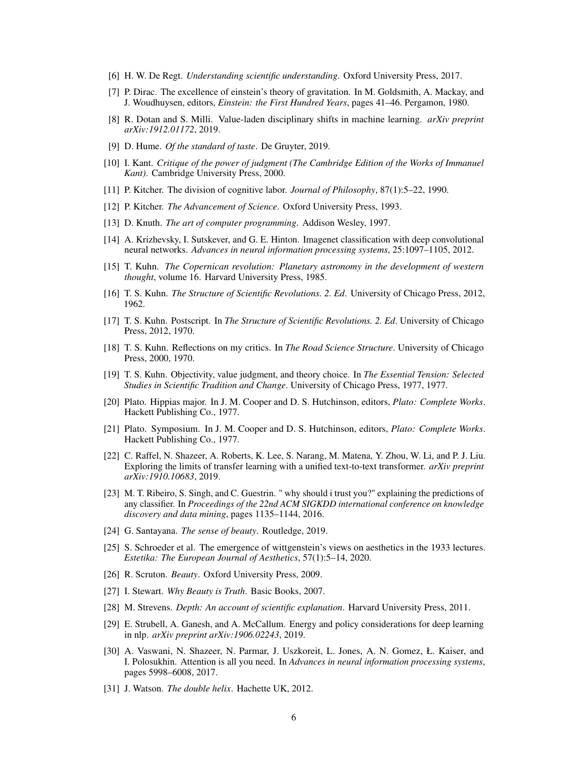[6] H. W. De Regt. *Understanding scientific understanding*. Oxford University Press, 2017.

[7] P. Dirac. The excellence of einstein's theory of gravitation. In M. Goldsmith, A. Mackay, and J. Woudhuysen, editors, *Einstein: the First Hundred Years*, pages 41–46. Pergamon, 1980.

[8] R. Dotan and S. Milli. Value-laden disciplinary shifts in machine learning. *arXiv preprint arXiv:1912.01172*, 2019.

[9] D. Hume. *Of the standard of taste*. De Gruyter, 2019.

[10] I. Kant. *Critique of the power of judgment (The Cambridge Edition of the Works of Immanuel Kant)*. Cambridge University Press, 2000.

[11] P. Kitcher. The division of cognitive labor. *Journal of Philosophy*, 87(1):5–22, 1990.

[12] P. Kitcher. *The Advancement of Science*. Oxford University Press, 1993.

[13] D. Knuth. *The art of computer programming*. Addison Wesley, 1997.

[14] A. Krizhevsky, I. Sutskever, and G. E. Hinton. Imagenet classification with deep convolutional neural networks. *Advances in neural information processing systems*, 25:1097–1105, 2012.

[15] T. Kuhn. *The Copernican revolution: Planetary astronomy in the development of western thought*, volume 16. Harvard University Press, 1985.

[16] T. S. Kuhn. *The Structure of Scientific Revolutions. 2. Ed*. University of Chicago Press, 2012, 1962.

[17] T. S. Kuhn. Postscript. In *The Structure of Scientific Revolutions. 2. Ed*. University of Chicago Press, 2012, 1970.

[18] T. S. Kuhn. Reflections on my critics. In *The Road Science Structure*. University of Chicago Press, 2000, 1970.

[19] T. S. Kuhn. Objectivity, value judgment, and theory choice. In *The Essential Tension: Selected Studies in Scientific Tradition and Change*. University of Chicago Press, 1977, 1977.

[20] Plato. Hippias major. In J. M. Cooper and D. S. Hutchinson, editors, *Plato: Complete Works*. Hackett Publishing Co., 1977.

[21] Plato. Symposium. In J. M. Cooper and D. S. Hutchinson, editors, *Plato: Complete Works*. Hackett Publishing Co., 1977.

[22] C. Raffel, N. Shazeer, A. Roberts, K. Lee, S. Narang, M. Matena, Y. Zhou, W. Li, and P. J. Liu. Exploring the limits of transfer learning with a unified text-to-text transformer. *arXiv preprint arXiv:1910.10683*, 2019.

[23] M. T. Ribeiro, S. Singh, and C. Guestrin. " why should i trust you?" explaining the predictions of any classifier. In *Proceedings of the 22nd ACM SIGKDD international conference on knowledge discovery and data mining*, pages 1135–1144, 2016.

[24] G. Santayana. *The sense of beauty*. Routledge, 2019.

[25] S. Schroeder et al. The emergence of wittgenstein's views on aesthetics in the 1933 lectures. *Estetika: The European Journal of Aesthetics*, 57(1):5–14, 2020.

[26] R. Scruton. *Beauty*. Oxford University Press, 2009.

[27] I. Stewart. *Why Beauty is Truth*. Basic Books, 2007.

[28] M. Strevens. *Depth: An account of scientific explanation*. Harvard University Press, 2011.

[29] E. Strubell, A. Ganesh, and A. McCallum. Energy and policy considerations for deep learning in nlp. *arXiv preprint arXiv:1906.02243*, 2019.

[30] A. Vaswani, N. Shazeer, N. Parmar, J. Uszkoreit, L. Jones, A. N. Gomez, Ł. Kaiser, and I. Polosukhin. Attention is all you need. In *Advances in neural information processing systems*, pages 5998–6008, 2017.

[31] J. Watson. *The double helix*. Hachette UK, 2012.